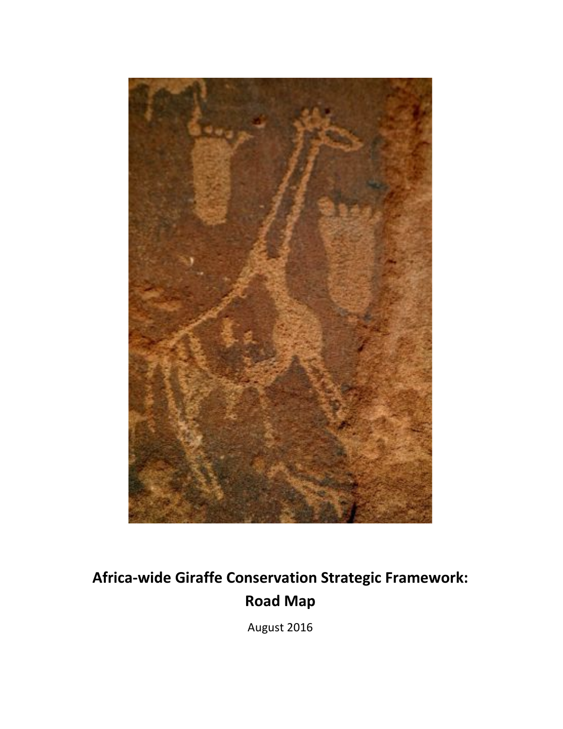# Africa-wide Giraffe Conservation Strategic Framework: Road Map

August 2016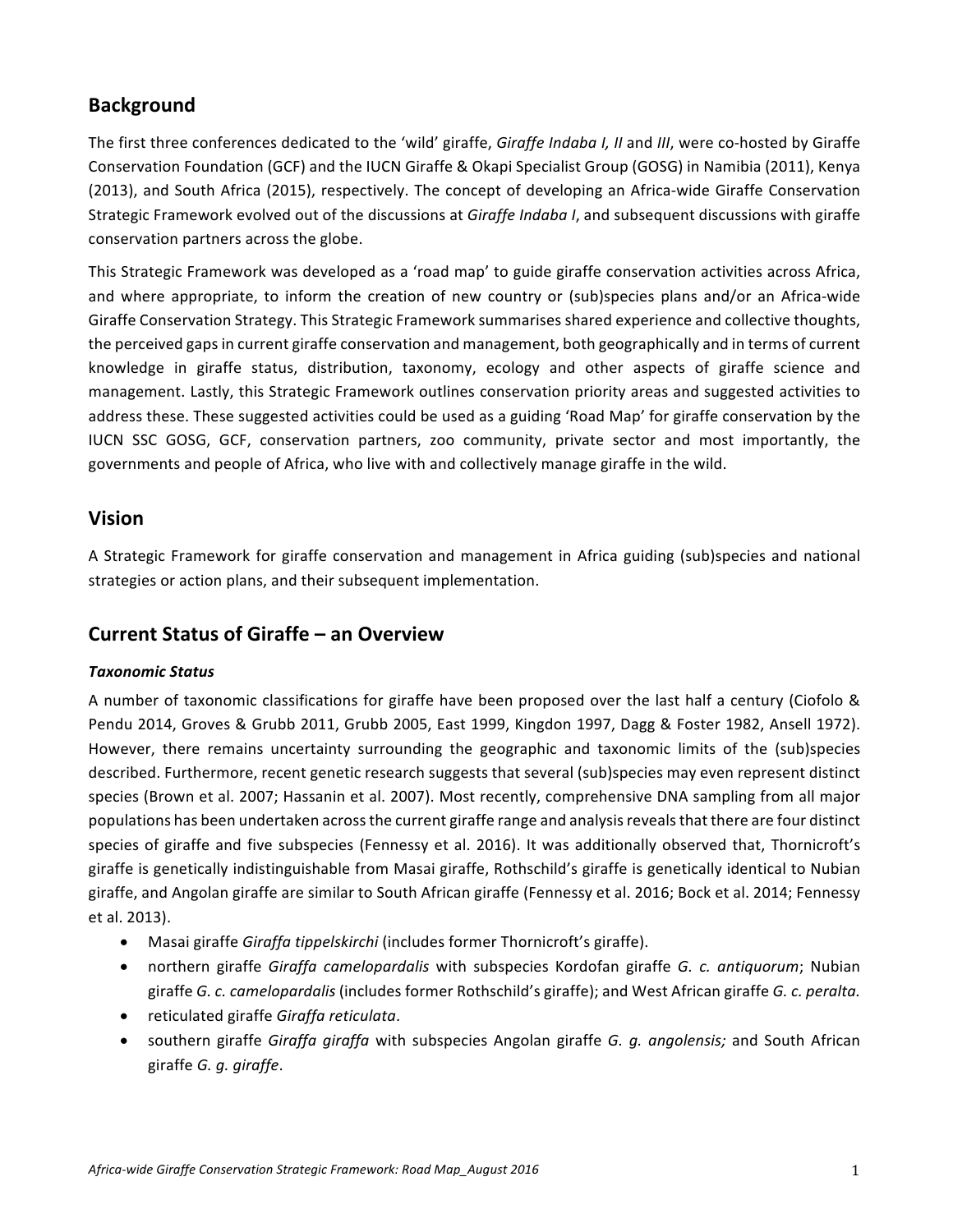## Background

The first three conferences dedicated to the 'wild' giraffe, *Giraffe Indaba I, II* and *III*, were co-hosted by Giraffe Conservation Foundation (GCF) and the IUCN Giraffe & Okapi Specialist Group (GOSG) in Namibia (2011), Kenya (2013), and South Africa (2015), respectively. The concept of developing an Africa-wide Giraffe Conservation Strategic Framework evolved out of the discussions at *Giraffe Indaba I*, and subsequent discussions with giraffe conservation partners across the globe.

This Strategic Framework was developed as a 'road map' to guide giraffe conservation activities across Africa, and where appropriate, to inform the creation of new country or (sub)species plans and/or an Africa-wide Giraffe Conservation Strategy. This Strategic Framework summarises shared experience and collective thoughts, the perceived gaps in current giraffe conservation and management, both geographically and in terms of current knowledge in giraffe status, distribution, taxonomy, ecology and other aspects of giraffe science and management. Lastly, this Strategic Framework outlines conservation priority areas and suggested activities to address these. These suggested activities could be used as a guiding 'Road Map' for giraffe conservation by the IUCN SSC GOSG, GCF, conservation partners, zoo community, private sector and most importantly, the governments and people of Africa, who live with and collectively manage giraffe in the wild.

## Vision

A Strategic Framework for giraffe conservation and management in Africa guiding (sub)species and national strategies or action plans, and their subsequent implementation.

## Current Status of Giraffe – an Overview

***Taxonomic Status***

A number of taxonomic classifications for giraffe have been proposed over the last half a century (Ciofolo & Pendu 2014, Groves & Grubb 2011, Grubb 2005, East 1999, Kingdon 1997, Dagg & Foster 1982, Ansell 1972). However, there remains uncertainty surrounding the geographic and taxonomic limits of the (sub)species described. Furthermore, recent genetic research suggests that several (sub)species may even represent distinct species (Brown et al. 2007; Hassanin et al. 2007). Most recently, comprehensive DNA sampling from all major populations has been undertaken across the current giraffe range and analysis reveals that there are four distinct species of giraffe and five subspecies (Fennessy et al. 2016). It was additionally observed that, Thornicroft's giraffe is genetically indistinguishable from Masai giraffe, Rothschild's giraffe is genetically identical to Nubian giraffe, and Angolan giraffe are similar to South African giraffe (Fennessy et al. 2016; Bock et al. 2014; Fennessy et al. 2013).

- Masai giraffe *Giraffa tippelskirchi* (includes former Thornicroft's giraffe).
- northern giraffe *Giraffa camelopardalis* with subspecies Kordofan giraffe *G. c. antiquorum*; Nubian giraffe *G. c. camelopardalis* (includes former Rothschild's giraffe); and West African giraffe *G. c. peralta.*
- reticulated giraffe *Giraffa reticulata*.
- southern giraffe *Giraffa giraffa* with subspecies Angolan giraffe *G. g. angolensis;* and South African giraffe *G. g. giraffe*.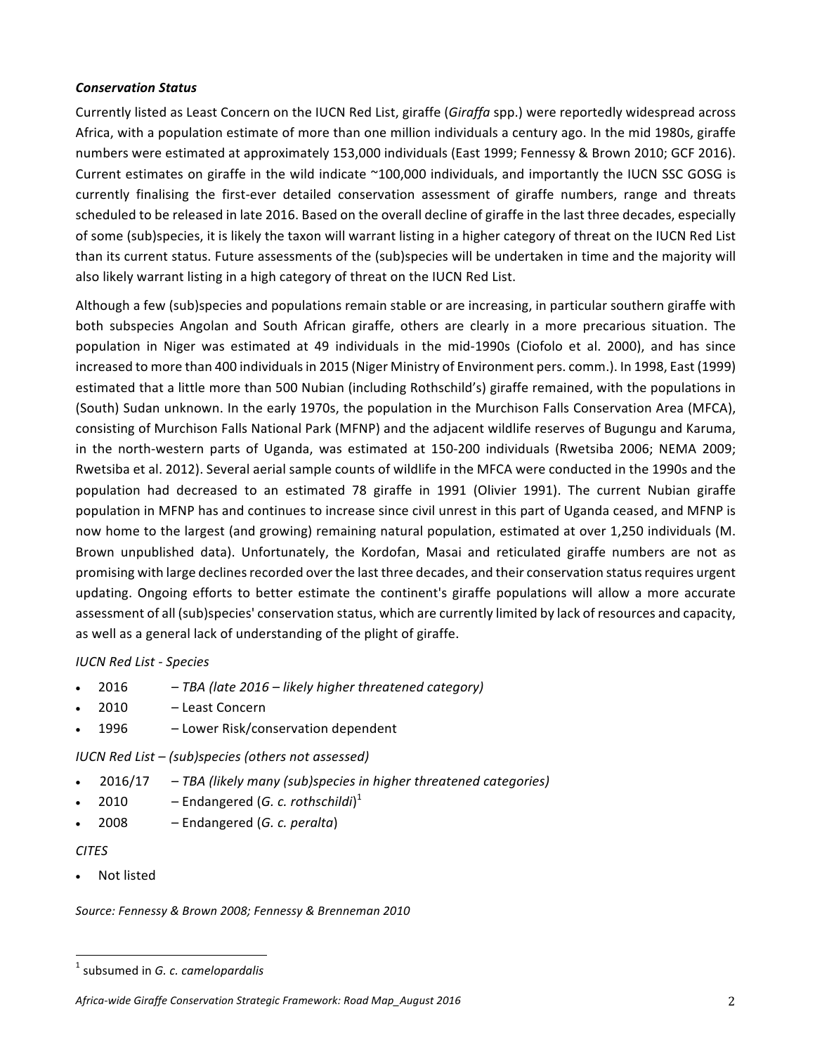### *Conservation Status*

Currently listed as Least Concern on the IUCN Red List, giraffe (*Giraffa* spp.) were reportedly widespread across Africa, with a population estimate of more than one million individuals a century ago. In the mid 1980s, giraffe numbers were estimated at approximately 153,000 individuals (East 1999; Fennessy & Brown 2010; GCF 2016). Current estimates on giraffe in the wild indicate ~100,000 individuals, and importantly the IUCN SSC GOSG is currently finalising the first-ever detailed conservation assessment of giraffe numbers, range and threats scheduled to be released in late 2016. Based on the overall decline of giraffe in the last three decades, especially of some (sub)species, it is likely the taxon will warrant listing in a higher category of threat on the IUCN Red List than its current status. Future assessments of the (sub)species will be undertaken in time and the majority will also likely warrant listing in a high category of threat on the IUCN Red List.

Although a few (sub)species and populations remain stable or are increasing, in particular southern giraffe with both subspecies Angolan and South African giraffe, others are clearly in a more precarious situation. The population in Niger was estimated at 49 individuals in the mid-1990s (Ciofolo et al. 2000), and has since increased to more than 400 individuals in 2015 (Niger Ministry of Environment pers. comm.). In 1998, East (1999) estimated that a little more than 500 Nubian (including Rothschild's) giraffe remained, with the populations in (South) Sudan unknown. In the early 1970s, the population in the Murchison Falls Conservation Area (MFCA), consisting of Murchison Falls National Park (MFNP) and the adjacent wildlife reserves of Bugungu and Karuma, in the north-western parts of Uganda, was estimated at 150-200 individuals (Rwetsiba 2006; NEMA 2009; Rwetsiba et al. 2012). Several aerial sample counts of wildlife in the MFCA were conducted in the 1990s and the population had decreased to an estimated 78 giraffe in 1991 (Olivier 1991). The current Nubian giraffe population in MFNP has and continues to increase since civil unrest in this part of Uganda ceased, and MFNP is now home to the largest (and growing) remaining natural population, estimated at over 1,250 individuals (M. Brown unpublished data). Unfortunately, the Kordofan, Masai and reticulated giraffe numbers are not as promising with large declines recorded over the last three decades, and their conservation status requires urgent updating. Ongoing efforts to better estimate the continent's giraffe populations will allow a more accurate assessment of all (sub)species' conservation status, which are currently limited by lack of resources and capacity, as well as a general lack of understanding of the plight of giraffe.

*IUCN Red List - Species*

- 2016 – *TBA (late 2016 – likely higher threatened category)*
- 2010 – Least Concern
- 1996 – Lower Risk/conservation dependent

*IUCN Red List – (sub)species (others not assessed)*

- 2016/17 – *TBA (likely many (sub)species in higher threatened categories)*
- 2010 – Endangered (*G. c. rothschildi*)[1]
- 2008 – Endangered (*G. c. peralta*)

*CITES*

- Not listed

*Source: Fennessy & Brown 2008; Fennessy & Brenneman 2010*

[1] subsumed in *G. c. camelopardalis*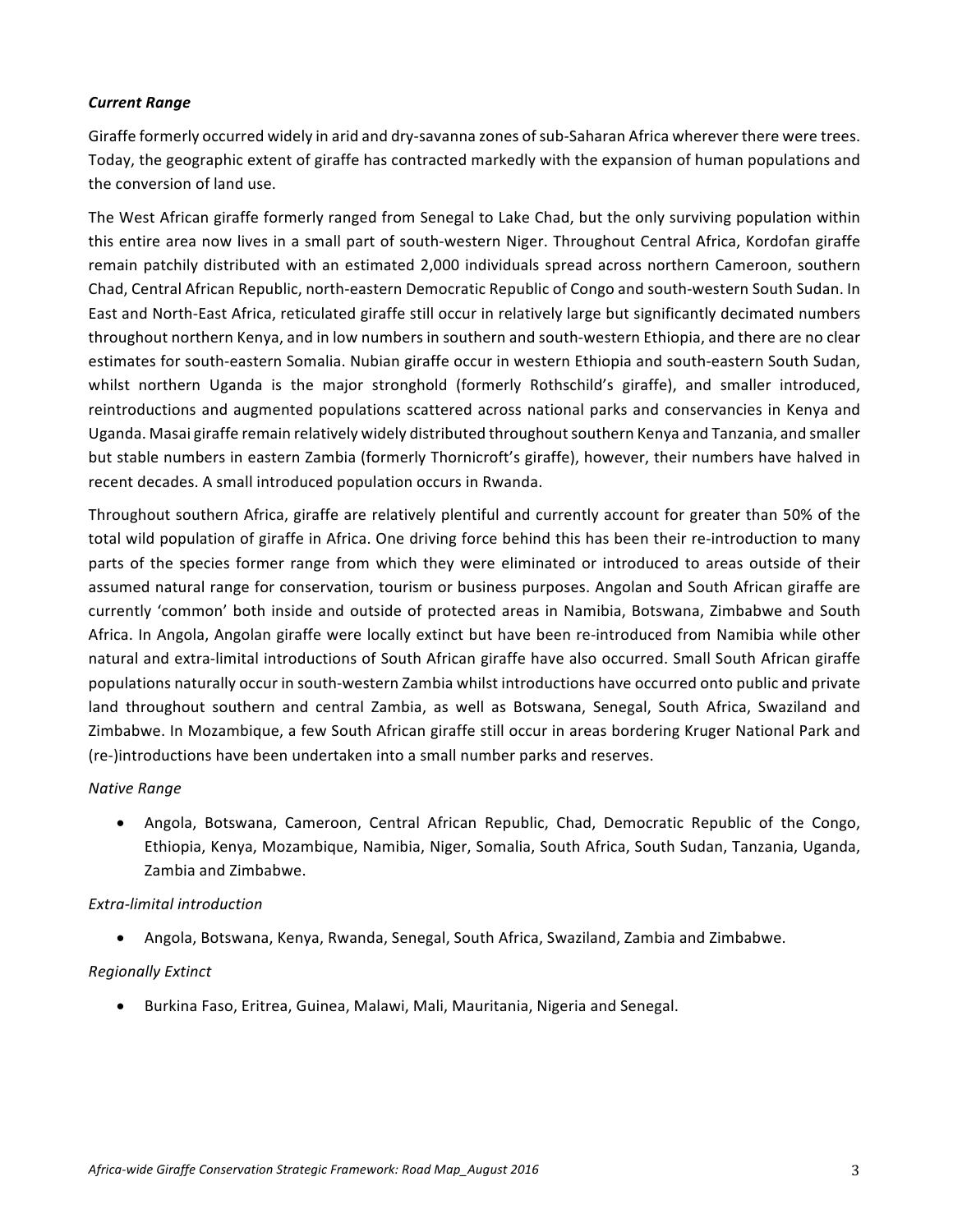***Current Range***

Giraffe formerly occurred widely in arid and dry-savanna zones of sub-Saharan Africa wherever there were trees. Today, the geographic extent of giraffe has contracted markedly with the expansion of human populations and the conversion of land use.

The West African giraffe formerly ranged from Senegal to Lake Chad, but the only surviving population within this entire area now lives in a small part of south-western Niger. Throughout Central Africa, Kordofan giraffe remain patchily distributed with an estimated 2,000 individuals spread across northern Cameroon, southern Chad, Central African Republic, north-eastern Democratic Republic of Congo and south-western South Sudan. In East and North-East Africa, reticulated giraffe still occur in relatively large but significantly decimated numbers throughout northern Kenya, and in low numbers in southern and south-western Ethiopia, and there are no clear estimates for south-eastern Somalia. Nubian giraffe occur in western Ethiopia and south-eastern South Sudan, whilst northern Uganda is the major stronghold (formerly Rothschild's giraffe), and smaller introduced, reintroductions and augmented populations scattered across national parks and conservancies in Kenya and Uganda. Masai giraffe remain relatively widely distributed throughout southern Kenya and Tanzania, and smaller but stable numbers in eastern Zambia (formerly Thornicroft's giraffe), however, their numbers have halved in recent decades. A small introduced population occurs in Rwanda.

Throughout southern Africa, giraffe are relatively plentiful and currently account for greater than 50% of the total wild population of giraffe in Africa. One driving force behind this has been their re-introduction to many parts of the species former range from which they were eliminated or introduced to areas outside of their assumed natural range for conservation, tourism or business purposes. Angolan and South African giraffe are currently 'common' both inside and outside of protected areas in Namibia, Botswana, Zimbabwe and South Africa. In Angola, Angolan giraffe were locally extinct but have been re-introduced from Namibia while other natural and extra-limital introductions of South African giraffe have also occurred. Small South African giraffe populations naturally occur in south-western Zambia whilst introductions have occurred onto public and private land throughout southern and central Zambia, as well as Botswana, Senegal, South Africa, Swaziland and Zimbabwe. In Mozambique, a few South African giraffe still occur in areas bordering Kruger National Park and (re-)introductions have been undertaken into a small number parks and reserves.

*Native Range*

- Angola, Botswana, Cameroon, Central African Republic, Chad, Democratic Republic of the Congo, Ethiopia, Kenya, Mozambique, Namibia, Niger, Somalia, South Africa, South Sudan, Tanzania, Uganda, Zambia and Zimbabwe.

*Extra-limital introduction*

- Angola, Botswana, Kenya, Rwanda, Senegal, South Africa, Swaziland, Zambia and Zimbabwe.

*Regionally Extinct*

- Burkina Faso, Eritrea, Guinea, Malawi, Mali, Mauritania, Nigeria and Senegal.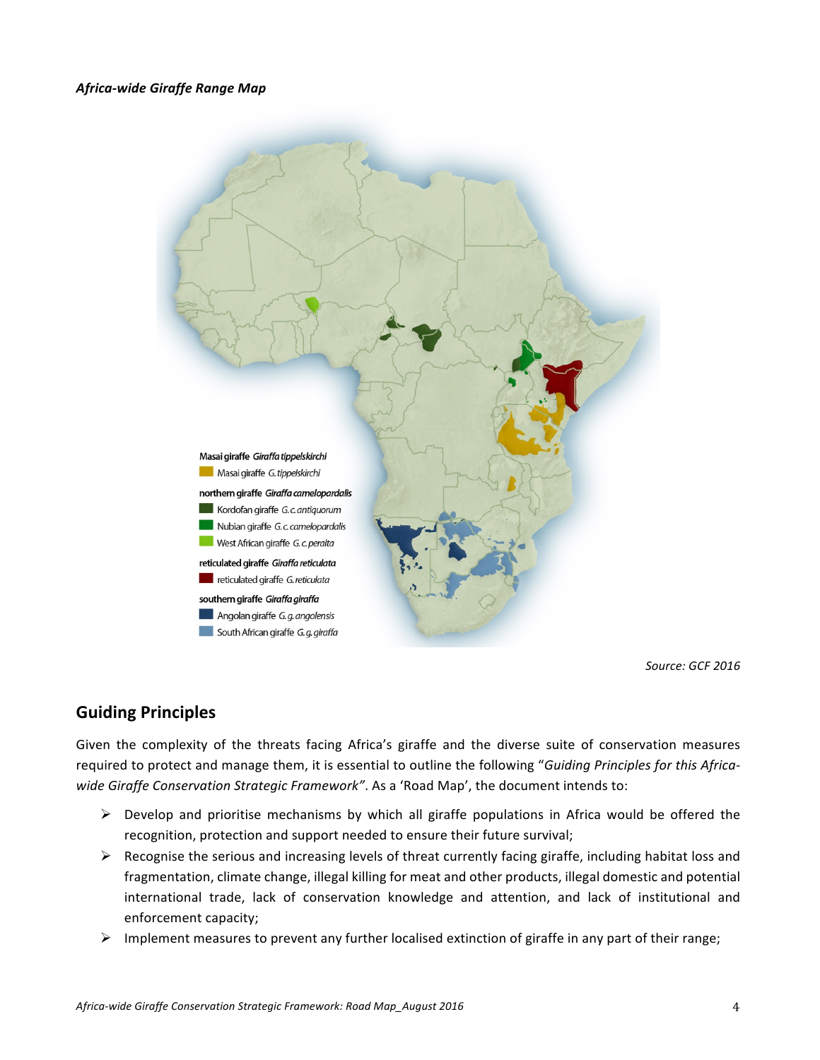*Africa-wide Giraffe Range Map*

Masai giraffe *Giraffa tippelskirchi*
- Masai giraffe *G. tippelskirchi*

northern giraffe *Giraffa camelopardalis*
- Kordofan giraffe *G. c. antiquorum*
- Nubian giraffe *G. c. camelopardalis*
- West African giraffe *G. c. peralta*

reticulated giraffe *Giraffa reticulata*
- reticulated giraffe *G. reticulata*

southern giraffe *Giraffa giraffa*
- Angolan giraffe *G. g. angolensis*
- South African giraffe *G. g. giraffa*

*Source: GCF 2016*

## Guiding Principles

Given the complexity of the threats facing Africa's giraffe and the diverse suite of conservation measures required to protect and manage them, it is essential to outline the following "*Guiding Principles for this Africa-wide Giraffe Conservation Strategic Framework"*. As a 'Road Map', the document intends to:

- Develop and prioritise mechanisms by which all giraffe populations in Africa would be offered the recognition, protection and support needed to ensure their future survival;
- Recognise the serious and increasing levels of threat currently facing giraffe, including habitat loss and fragmentation, climate change, illegal killing for meat and other products, illegal domestic and potential international trade, lack of conservation knowledge and attention, and lack of institutional and enforcement capacity;
- Implement measures to prevent any further localised extinction of giraffe in any part of their range;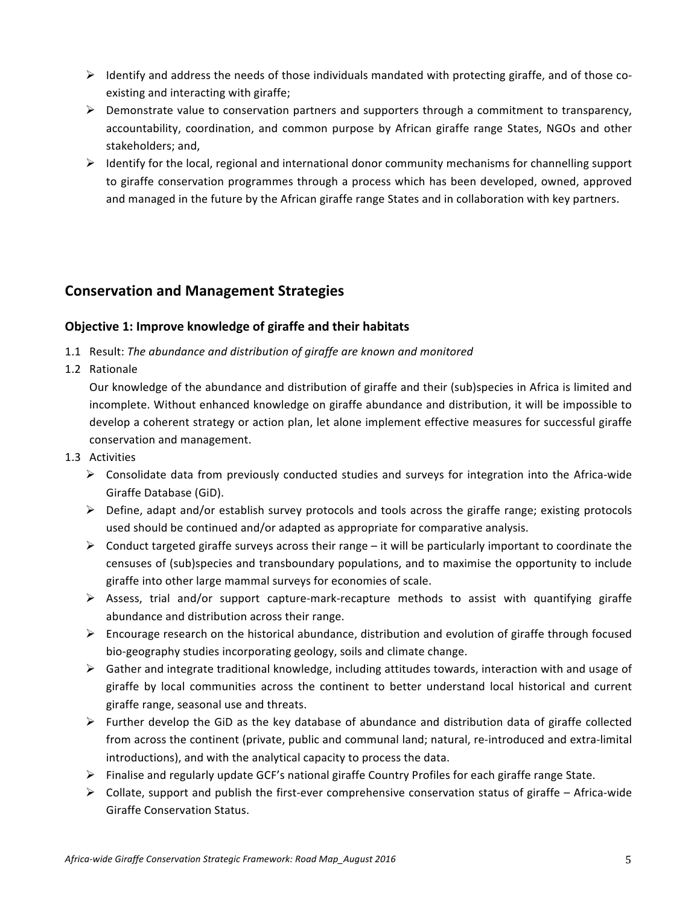- Identify and address the needs of those individuals mandated with protecting giraffe, and of those co-existing and interacting with giraffe;
- Demonstrate value to conservation partners and supporters through a commitment to transparency, accountability, coordination, and common purpose by African giraffe range States, NGOs and other stakeholders; and,
- Identify for the local, regional and international donor community mechanisms for channelling support to giraffe conservation programmes through a process which has been developed, owned, approved and managed in the future by the African giraffe range States and in collaboration with key partners.

## Conservation and Management Strategies

### Objective 1: Improve knowledge of giraffe and their habitats

1.1 Result: *The abundance and distribution of giraffe are known and monitored*

1.2 Rationale

Our knowledge of the abundance and distribution of giraffe and their (sub)species in Africa is limited and incomplete. Without enhanced knowledge on giraffe abundance and distribution, it will be impossible to develop a coherent strategy or action plan, let alone implement effective measures for successful giraffe conservation and management.

1.3 Activities

- Consolidate data from previously conducted studies and surveys for integration into the Africa-wide Giraffe Database (GiD).
- Define, adapt and/or establish survey protocols and tools across the giraffe range; existing protocols used should be continued and/or adapted as appropriate for comparative analysis.
- Conduct targeted giraffe surveys across their range – it will be particularly important to coordinate the censuses of (sub)species and transboundary populations, and to maximise the opportunity to include giraffe into other large mammal surveys for economies of scale.
- Assess, trial and/or support capture-mark-recapture methods to assist with quantifying giraffe abundance and distribution across their range.
- Encourage research on the historical abundance, distribution and evolution of giraffe through focused bio-geography studies incorporating geology, soils and climate change.
- Gather and integrate traditional knowledge, including attitudes towards, interaction with and usage of giraffe by local communities across the continent to better understand local historical and current giraffe range, seasonal use and threats.
- Further develop the GiD as the key database of abundance and distribution data of giraffe collected from across the continent (private, public and communal land; natural, re-introduced and extra-limital introductions), and with the analytical capacity to process the data.
- Finalise and regularly update GCF's national giraffe Country Profiles for each giraffe range State.
- Collate, support and publish the first-ever comprehensive conservation status of giraffe – Africa-wide Giraffe Conservation Status.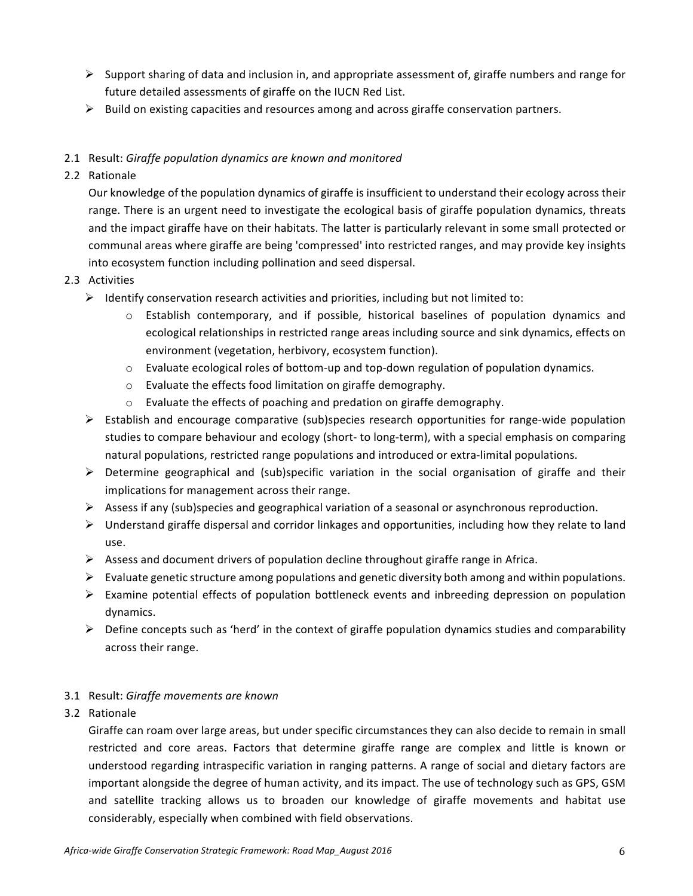- Support sharing of data and inclusion in, and appropriate assessment of, giraffe numbers and range for future detailed assessments of giraffe on the IUCN Red List.
- Build on existing capacities and resources among and across giraffe conservation partners.

2.1 Result: *Giraffe population dynamics are known and monitored*

2.2 Rationale

Our knowledge of the population dynamics of giraffe is insufficient to understand their ecology across their range. There is an urgent need to investigate the ecological basis of giraffe population dynamics, threats and the impact giraffe have on their habitats. The latter is particularly relevant in some small protected or communal areas where giraffe are being 'compressed' into restricted ranges, and may provide key insights into ecosystem function including pollination and seed dispersal.

2.3 Activities

- Identify conservation research activities and priorities, including but not limited to:
    - Establish contemporary, and if possible, historical baselines of population dynamics and ecological relationships in restricted range areas including source and sink dynamics, effects on environment (vegetation, herbivory, ecosystem function).
    - Evaluate ecological roles of bottom-up and top-down regulation of population dynamics.
    - Evaluate the effects food limitation on giraffe demography.
    - Evaluate the effects of poaching and predation on giraffe demography.
- Establish and encourage comparative (sub)species research opportunities for range-wide population studies to compare behaviour and ecology (short- to long-term), with a special emphasis on comparing natural populations, restricted range populations and introduced or extra-limital populations.
- Determine geographical and (sub)specific variation in the social organisation of giraffe and their implications for management across their range.
- Assess if any (sub)species and geographical variation of a seasonal or asynchronous reproduction.
- Understand giraffe dispersal and corridor linkages and opportunities, including how they relate to land use.
- Assess and document drivers of population decline throughout giraffe range in Africa.
- Evaluate genetic structure among populations and genetic diversity both among and within populations.
- Examine potential effects of population bottleneck events and inbreeding depression on population dynamics.
- Define concepts such as 'herd' in the context of giraffe population dynamics studies and comparability across their range.

3.1 Result: *Giraffe movements are known*

3.2 Rationale

Giraffe can roam over large areas, but under specific circumstances they can also decide to remain in small restricted and core areas. Factors that determine giraffe range are complex and little is known or understood regarding intraspecific variation in ranging patterns. A range of social and dietary factors are important alongside the degree of human activity, and its impact. The use of technology such as GPS, GSM and satellite tracking allows us to broaden our knowledge of giraffe movements and habitat use considerably, especially when combined with field observations.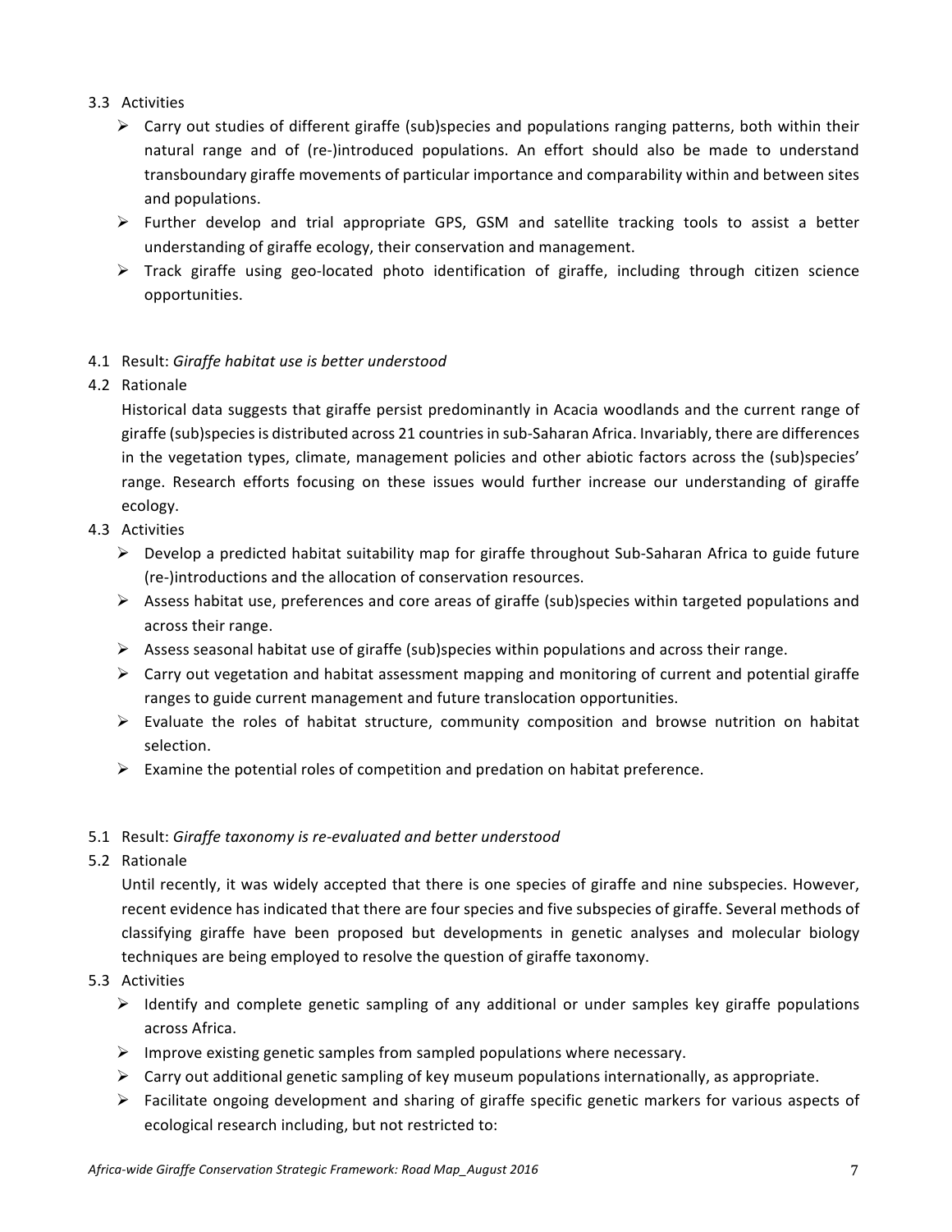3.3 Activities

- Carry out studies of different giraffe (sub)species and populations ranging patterns, both within their natural range and of (re-)introduced populations. An effort should also be made to understand transboundary giraffe movements of particular importance and comparability within and between sites and populations.
- Further develop and trial appropriate GPS, GSM and satellite tracking tools to assist a better understanding of giraffe ecology, their conservation and management.
- Track giraffe using geo-located photo identification of giraffe, including through citizen science opportunities.

4.1 Result: *Giraffe habitat use is better understood*

4.2 Rationale

Historical data suggests that giraffe persist predominantly in Acacia woodlands and the current range of giraffe (sub)species is distributed across 21 countries in sub-Saharan Africa. Invariably, there are differences in the vegetation types, climate, management policies and other abiotic factors across the (sub)species' range. Research efforts focusing on these issues would further increase our understanding of giraffe ecology.

4.3 Activities

- Develop a predicted habitat suitability map for giraffe throughout Sub-Saharan Africa to guide future (re-)introductions and the allocation of conservation resources.
- Assess habitat use, preferences and core areas of giraffe (sub)species within targeted populations and across their range.
- Assess seasonal habitat use of giraffe (sub)species within populations and across their range.
- Carry out vegetation and habitat assessment mapping and monitoring of current and potential giraffe ranges to guide current management and future translocation opportunities.
- Evaluate the roles of habitat structure, community composition and browse nutrition on habitat selection.
- Examine the potential roles of competition and predation on habitat preference.

5.1 Result: *Giraffe taxonomy is re-evaluated and better understood*

5.2 Rationale

Until recently, it was widely accepted that there is one species of giraffe and nine subspecies. However, recent evidence has indicated that there are four species and five subspecies of giraffe. Several methods of classifying giraffe have been proposed but developments in genetic analyses and molecular biology techniques are being employed to resolve the question of giraffe taxonomy.

5.3 Activities

- Identify and complete genetic sampling of any additional or under samples key giraffe populations across Africa.
- Improve existing genetic samples from sampled populations where necessary.
- Carry out additional genetic sampling of key museum populations internationally, as appropriate.
- Facilitate ongoing development and sharing of giraffe specific genetic markers for various aspects of ecological research including, but not restricted to: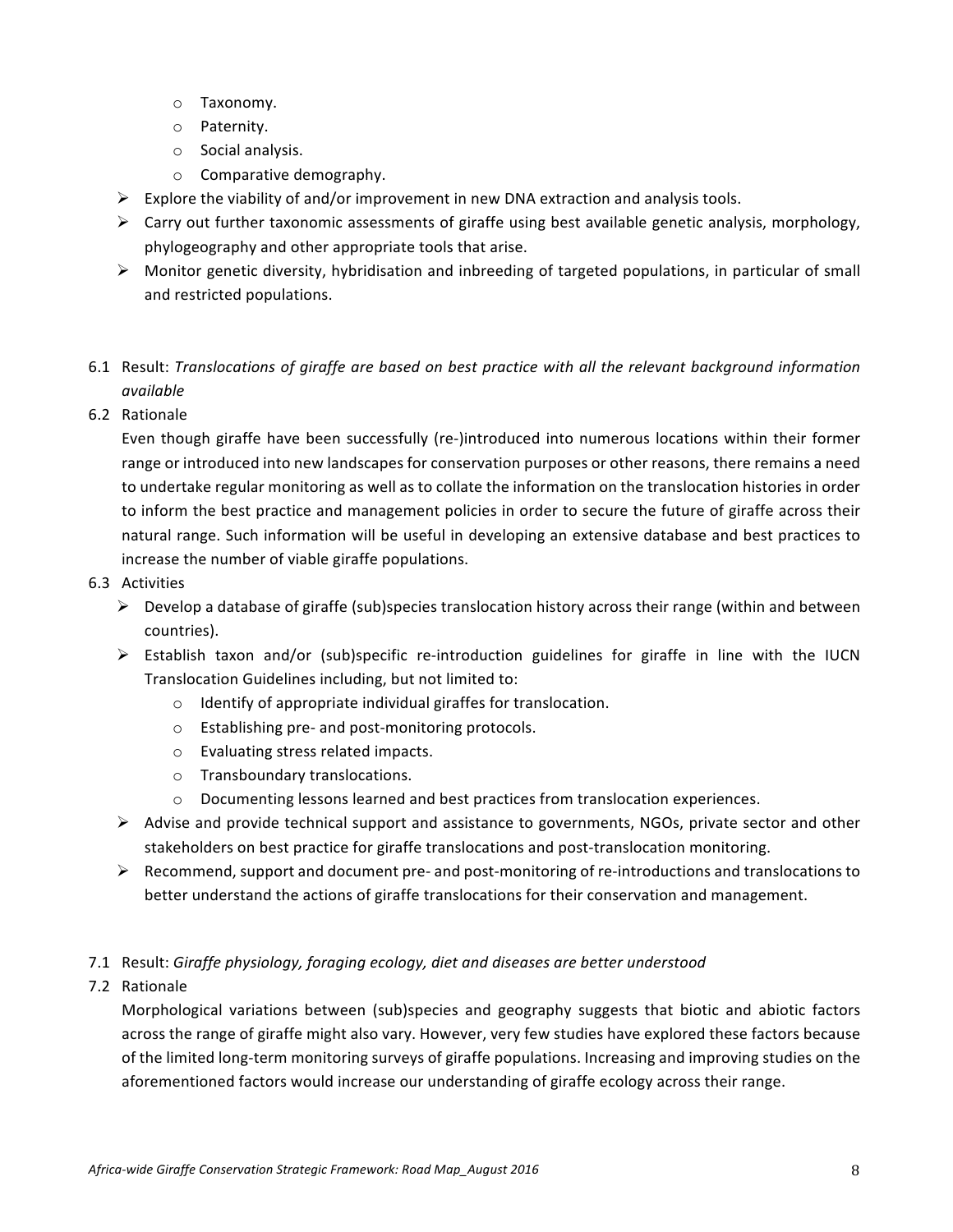- Taxonomy.
    - Paternity.
    - Social analysis.
    - Comparative demography.
- Explore the viability of and/or improvement in new DNA extraction and analysis tools.
- Carry out further taxonomic assessments of giraffe using best available genetic analysis, morphology, phylogeography and other appropriate tools that arise.
- Monitor genetic diversity, hybridisation and inbreeding of targeted populations, in particular of small and restricted populations.

6.1 Result: *Translocations of giraffe are based on best practice with all the relevant background information available*

6.2 Rationale

Even though giraffe have been successfully (re-)introduced into numerous locations within their former range or introduced into new landscapes for conservation purposes or other reasons, there remains a need to undertake regular monitoring as well as to collate the information on the translocation histories in order to inform the best practice and management policies in order to secure the future of giraffe across their natural range. Such information will be useful in developing an extensive database and best practices to increase the number of viable giraffe populations.

6.3 Activities

- Develop a database of giraffe (sub)species translocation history across their range (within and between countries).
- Establish taxon and/or (sub)specific re-introduction guidelines for giraffe in line with the IUCN Translocation Guidelines including, but not limited to:
    - Identify of appropriate individual giraffes for translocation.
    - Establishing pre- and post-monitoring protocols.
    - Evaluating stress related impacts.
    - Transboundary translocations.
    - Documenting lessons learned and best practices from translocation experiences.
- Advise and provide technical support and assistance to governments, NGOs, private sector and other stakeholders on best practice for giraffe translocations and post-translocation monitoring.
- Recommend, support and document pre- and post-monitoring of re-introductions and translocations to better understand the actions of giraffe translocations for their conservation and management.

7.1 Result: *Giraffe physiology, foraging ecology, diet and diseases are better understood*

7.2 Rationale

Morphological variations between (sub)species and geography suggests that biotic and abiotic factors across the range of giraffe might also vary. However, very few studies have explored these factors because of the limited long-term monitoring surveys of giraffe populations. Increasing and improving studies on the aforementioned factors would increase our understanding of giraffe ecology across their range.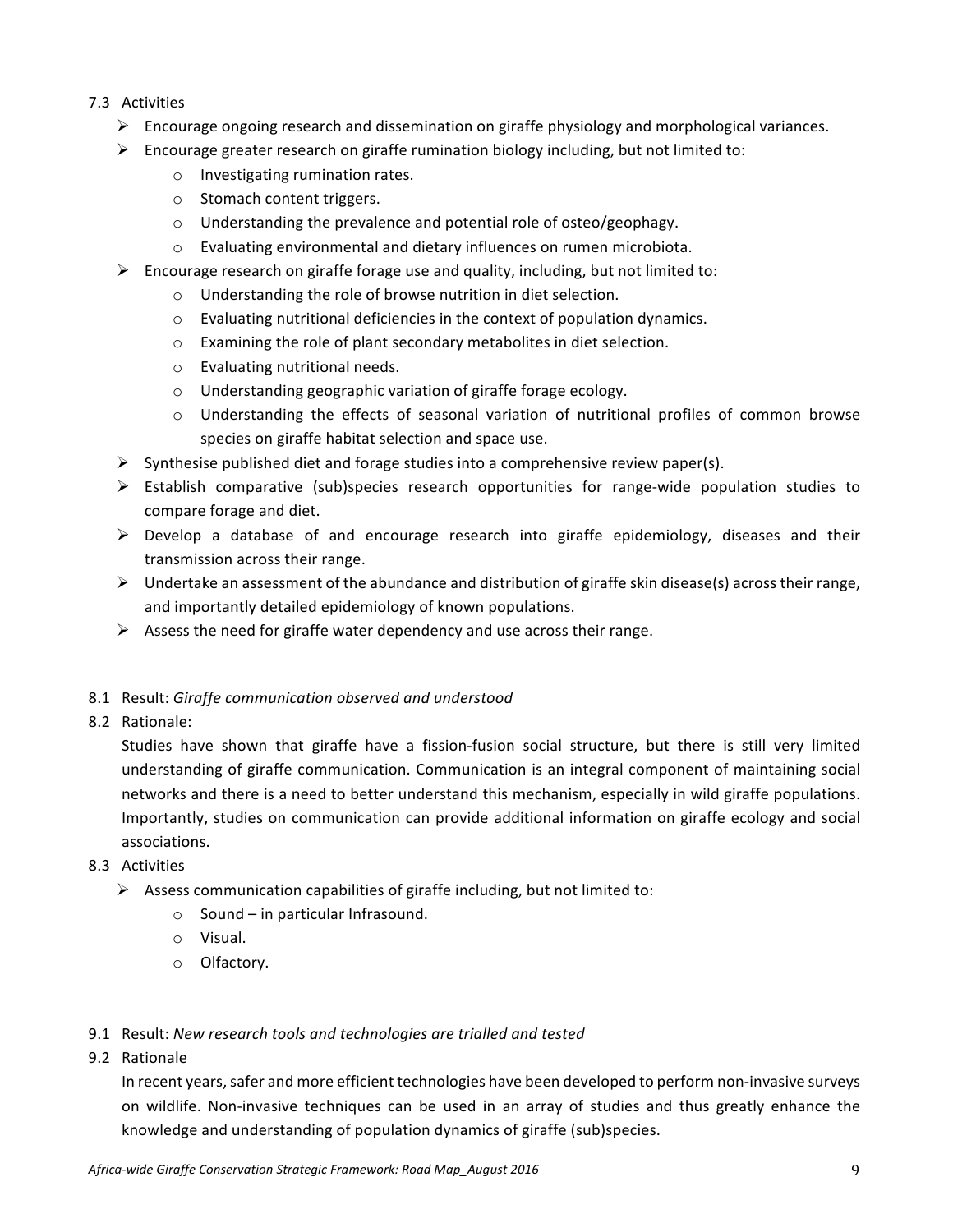7.3 Activities

- Encourage ongoing research and dissemination on giraffe physiology and morphological variances.
- Encourage greater research on giraffe rumination biology including, but not limited to:
    - Investigating rumination rates.
    - Stomach content triggers.
    - Understanding the prevalence and potential role of osteo/geophagy.
    - Evaluating environmental and dietary influences on rumen microbiota.
- Encourage research on giraffe forage use and quality, including, but not limited to:
    - Understanding the role of browse nutrition in diet selection.
    - Evaluating nutritional deficiencies in the context of population dynamics.
    - Examining the role of plant secondary metabolites in diet selection.
    - Evaluating nutritional needs.
    - Understanding geographic variation of giraffe forage ecology.
    - Understanding the effects of seasonal variation of nutritional profiles of common browse species on giraffe habitat selection and space use.
- Synthesise published diet and forage studies into a comprehensive review paper(s).
- Establish comparative (sub)species research opportunities for range-wide population studies to compare forage and diet.
- Develop a database of and encourage research into giraffe epidemiology, diseases and their transmission across their range.
- Undertake an assessment of the abundance and distribution of giraffe skin disease(s) across their range, and importantly detailed epidemiology of known populations.
- Assess the need for giraffe water dependency and use across their range.

8.1 Result: *Giraffe communication observed and understood*

8.2 Rationale:

Studies have shown that giraffe have a fission-fusion social structure, but there is still very limited understanding of giraffe communication. Communication is an integral component of maintaining social networks and there is a need to better understand this mechanism, especially in wild giraffe populations. Importantly, studies on communication can provide additional information on giraffe ecology and social associations.

8.3 Activities

- Assess communication capabilities of giraffe including, but not limited to:
    - Sound – in particular Infrasound.
    - Visual.
    - Olfactory.

9.1 Result: *New research tools and technologies are trialled and tested*

9.2 Rationale

In recent years, safer and more efficient technologies have been developed to perform non-invasive surveys on wildlife. Non-invasive techniques can be used in an array of studies and thus greatly enhance the knowledge and understanding of population dynamics of giraffe (sub)species.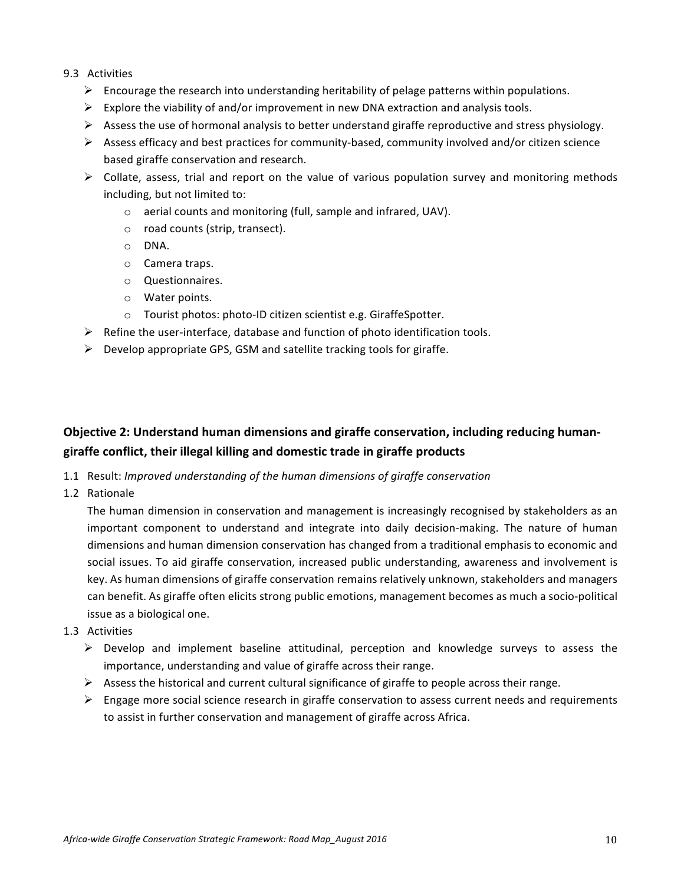9.3 Activities

- Encourage the research into understanding heritability of pelage patterns within populations.
- Explore the viability of and/or improvement in new DNA extraction and analysis tools.
- Assess the use of hormonal analysis to better understand giraffe reproductive and stress physiology.
- Assess efficacy and best practices for community-based, community involved and/or citizen science based giraffe conservation and research.
- Collate, assess, trial and report on the value of various population survey and monitoring methods including, but not limited to:
    - aerial counts and monitoring (full, sample and infrared, UAV).
    - road counts (strip, transect).
    - DNA.
    - Camera traps.
    - Questionnaires.
    - Water points.
    - Tourist photos: photo-ID citizen scientist e.g. GiraffeSpotter.
- Refine the user-interface, database and function of photo identification tools.
- Develop appropriate GPS, GSM and satellite tracking tools for giraffe.

## Objective 2: Understand human dimensions and giraffe conservation, including reducing human-giraffe conflict, their illegal killing and domestic trade in giraffe products

1.1 Result: *Improved understanding of the human dimensions of giraffe conservation*

1.2 Rationale

The human dimension in conservation and management is increasingly recognised by stakeholders as an important component to understand and integrate into daily decision-making. The nature of human dimensions and human dimension conservation has changed from a traditional emphasis to economic and social issues. To aid giraffe conservation, increased public understanding, awareness and involvement is key. As human dimensions of giraffe conservation remains relatively unknown, stakeholders and managers can benefit. As giraffe often elicits strong public emotions, management becomes as much a socio-political issue as a biological one.

1.3 Activities

- Develop and implement baseline attitudinal, perception and knowledge surveys to assess the importance, understanding and value of giraffe across their range.
- Assess the historical and current cultural significance of giraffe to people across their range.
- Engage more social science research in giraffe conservation to assess current needs and requirements to assist in further conservation and management of giraffe across Africa.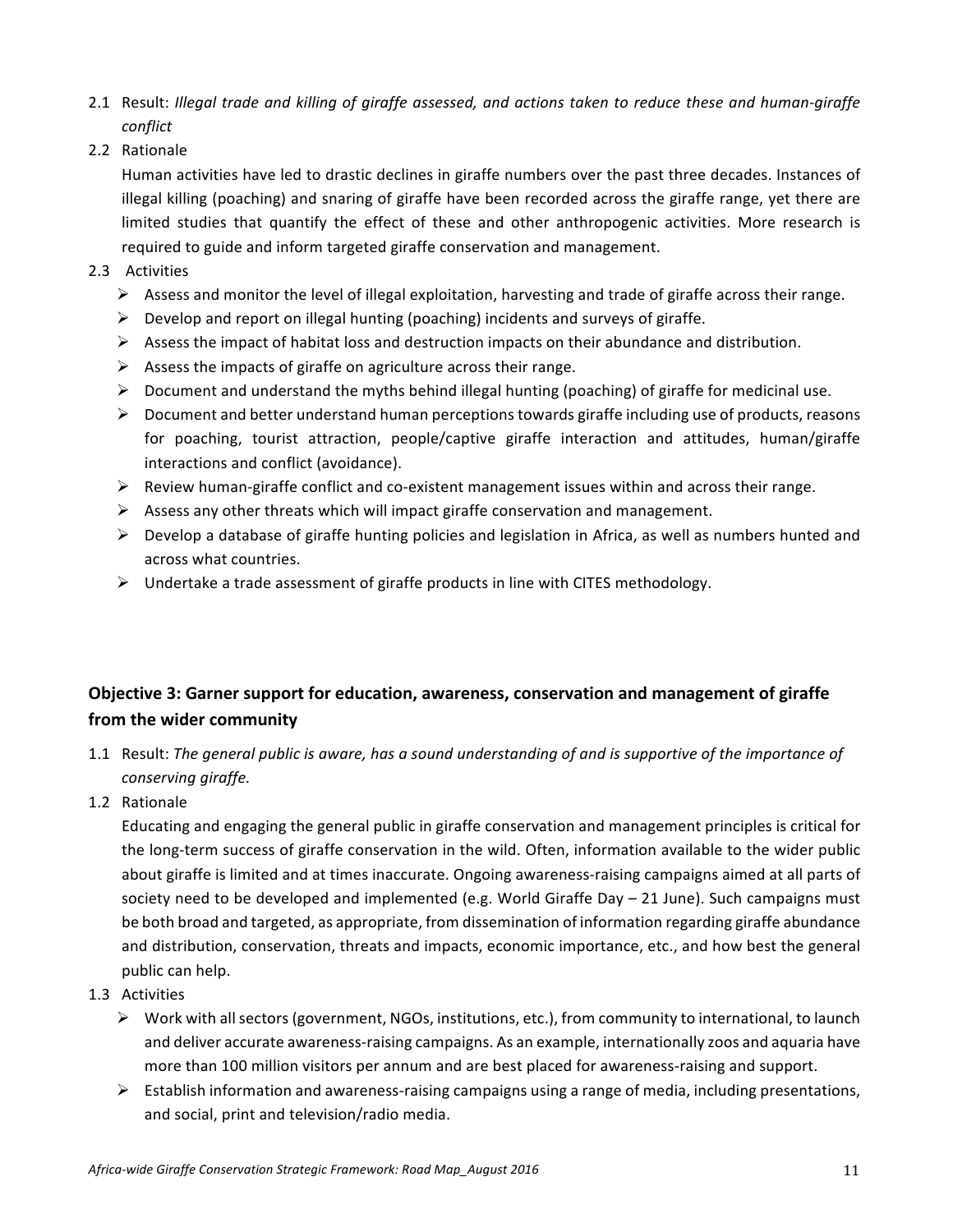2.1 Result: *Illegal trade and killing of giraffe assessed, and actions taken to reduce these and human-giraffe conflict*

2.2 Rationale

Human activities have led to drastic declines in giraffe numbers over the past three decades. Instances of illegal killing (poaching) and snaring of giraffe have been recorded across the giraffe range, yet there are limited studies that quantify the effect of these and other anthropogenic activities. More research is required to guide and inform targeted giraffe conservation and management.

2.3 Activities

- Assess and monitor the level of illegal exploitation, harvesting and trade of giraffe across their range.
- Develop and report on illegal hunting (poaching) incidents and surveys of giraffe.
- Assess the impact of habitat loss and destruction impacts on their abundance and distribution.
- Assess the impacts of giraffe on agriculture across their range.
- Document and understand the myths behind illegal hunting (poaching) of giraffe for medicinal use.
- Document and better understand human perceptions towards giraffe including use of products, reasons for poaching, tourist attraction, people/captive giraffe interaction and attitudes, human/giraffe interactions and conflict (avoidance).
- Review human-giraffe conflict and co-existent management issues within and across their range.
- Assess any other threats which will impact giraffe conservation and management.
- Develop a database of giraffe hunting policies and legislation in Africa, as well as numbers hunted and across what countries.
- Undertake a trade assessment of giraffe products in line with CITES methodology.

### Objective 3: Garner support for education, awareness, conservation and management of giraffe from the wider community

1.1 Result: *The general public is aware, has a sound understanding of and is supportive of the importance of conserving giraffe.*

1.2 Rationale

Educating and engaging the general public in giraffe conservation and management principles is critical for the long-term success of giraffe conservation in the wild. Often, information available to the wider public about giraffe is limited and at times inaccurate. Ongoing awareness-raising campaigns aimed at all parts of society need to be developed and implemented (e.g. World Giraffe Day – 21 June). Such campaigns must be both broad and targeted, as appropriate, from dissemination of information regarding giraffe abundance and distribution, conservation, threats and impacts, economic importance, etc., and how best the general public can help.

1.3 Activities

- Work with all sectors (government, NGOs, institutions, etc.), from community to international, to launch and deliver accurate awareness-raising campaigns. As an example, internationally zoos and aquaria have more than 100 million visitors per annum and are best placed for awareness-raising and support.
- Establish information and awareness-raising campaigns using a range of media, including presentations, and social, print and television/radio media.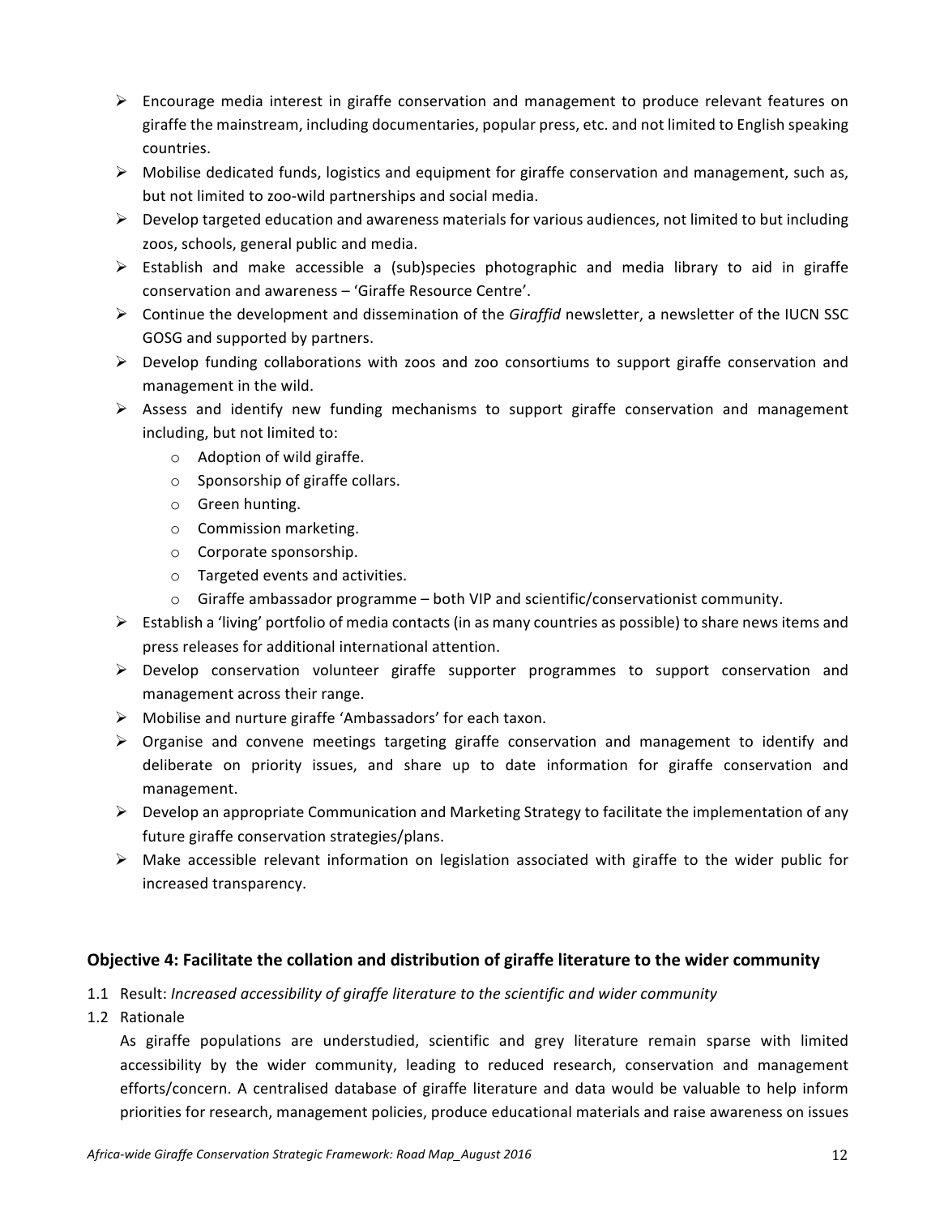- Encourage media interest in giraffe conservation and management to produce relevant features on giraffe the mainstream, including documentaries, popular press, etc. and not limited to English speaking countries.
- Mobilise dedicated funds, logistics and equipment for giraffe conservation and management, such as, but not limited to zoo-wild partnerships and social media.
- Develop targeted education and awareness materials for various audiences, not limited to but including zoos, schools, general public and media.
- Establish and make accessible a (sub)species photographic and media library to aid in giraffe conservation and awareness – 'Giraffe Resource Centre'.
- Continue the development and dissemination of the *Giraffid* newsletter, a newsletter of the IUCN SSC GOSG and supported by partners.
- Develop funding collaborations with zoos and zoo consortiums to support giraffe conservation and management in the wild.
- Assess and identify new funding mechanisms to support giraffe conservation and management including, but not limited to:
  - Adoption of wild giraffe.
  - Sponsorship of giraffe collars.
  - Green hunting.
  - Commission marketing.
  - Corporate sponsorship.
  - Targeted events and activities.
  - Giraffe ambassador programme – both VIP and scientific/conservationist community.
- Establish a 'living' portfolio of media contacts (in as many countries as possible) to share news items and press releases for additional international attention.
- Develop conservation volunteer giraffe supporter programmes to support conservation and management across their range.
- Mobilise and nurture giraffe 'Ambassadors' for each taxon.
- Organise and convene meetings targeting giraffe conservation and management to identify and deliberate on priority issues, and share up to date information for giraffe conservation and management.
- Develop an appropriate Communication and Marketing Strategy to facilitate the implementation of any future giraffe conservation strategies/plans.
- Make accessible relevant information on legislation associated with giraffe to the wider public for increased transparency.

### Objective 4: Facilitate the collation and distribution of giraffe literature to the wider community

1.1 Result: *Increased accessibility of giraffe literature to the scientific and wider community*

1.2 Rationale

As giraffe populations are understudied, scientific and grey literature remain sparse with limited accessibility by the wider community, leading to reduced research, conservation and management efforts/concern. A centralised database of giraffe literature and data would be valuable to help inform priorities for research, management policies, produce educational materials and raise awareness on issues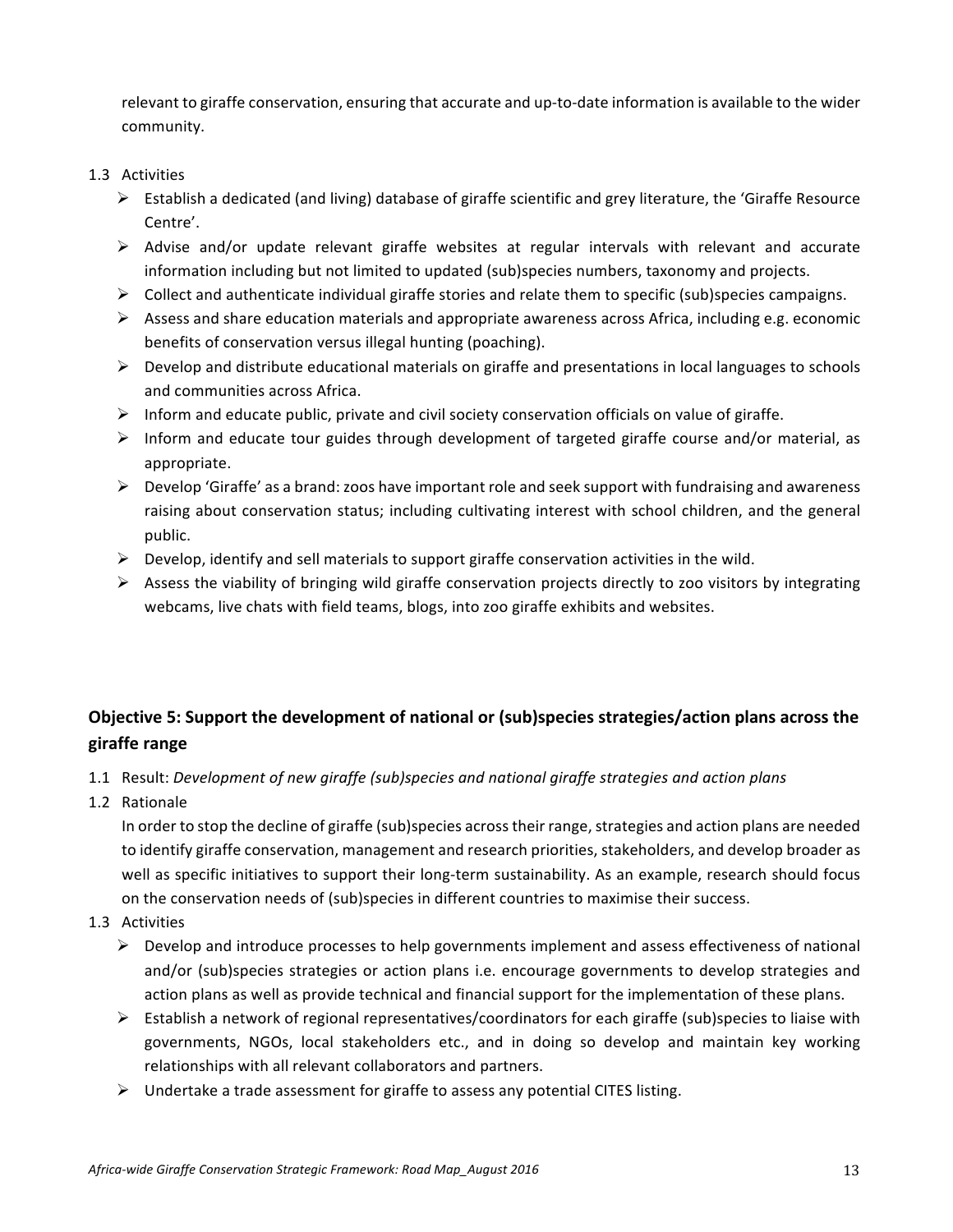relevant to giraffe conservation, ensuring that accurate and up-to-date information is available to the wider community.

1.3 Activities

- Establish a dedicated (and living) database of giraffe scientific and grey literature, the 'Giraffe Resource Centre'.
- Advise and/or update relevant giraffe websites at regular intervals with relevant and accurate information including but not limited to updated (sub)species numbers, taxonomy and projects.
- Collect and authenticate individual giraffe stories and relate them to specific (sub)species campaigns.
- Assess and share education materials and appropriate awareness across Africa, including e.g. economic benefits of conservation versus illegal hunting (poaching).
- Develop and distribute educational materials on giraffe and presentations in local languages to schools and communities across Africa.
- Inform and educate public, private and civil society conservation officials on value of giraffe.
- Inform and educate tour guides through development of targeted giraffe course and/or material, as appropriate.
- Develop 'Giraffe' as a brand: zoos have important role and seek support with fundraising and awareness raising about conservation status; including cultivating interest with school children, and the general public.
- Develop, identify and sell materials to support giraffe conservation activities in the wild.
- Assess the viability of bringing wild giraffe conservation projects directly to zoo visitors by integrating webcams, live chats with field teams, blogs, into zoo giraffe exhibits and websites.

## Objective 5: Support the development of national or (sub)species strategies/action plans across the giraffe range

1.1 Result: *Development of new giraffe (sub)species and national giraffe strategies and action plans*

1.2 Rationale

In order to stop the decline of giraffe (sub)species across their range, strategies and action plans are needed to identify giraffe conservation, management and research priorities, stakeholders, and develop broader as well as specific initiatives to support their long-term sustainability. As an example, research should focus on the conservation needs of (sub)species in different countries to maximise their success.

1.3 Activities

- Develop and introduce processes to help governments implement and assess effectiveness of national and/or (sub)species strategies or action plans i.e. encourage governments to develop strategies and action plans as well as provide technical and financial support for the implementation of these plans.
- Establish a network of regional representatives/coordinators for each giraffe (sub)species to liaise with governments, NGOs, local stakeholders etc., and in doing so develop and maintain key working relationships with all relevant collaborators and partners.
- Undertake a trade assessment for giraffe to assess any potential CITES listing.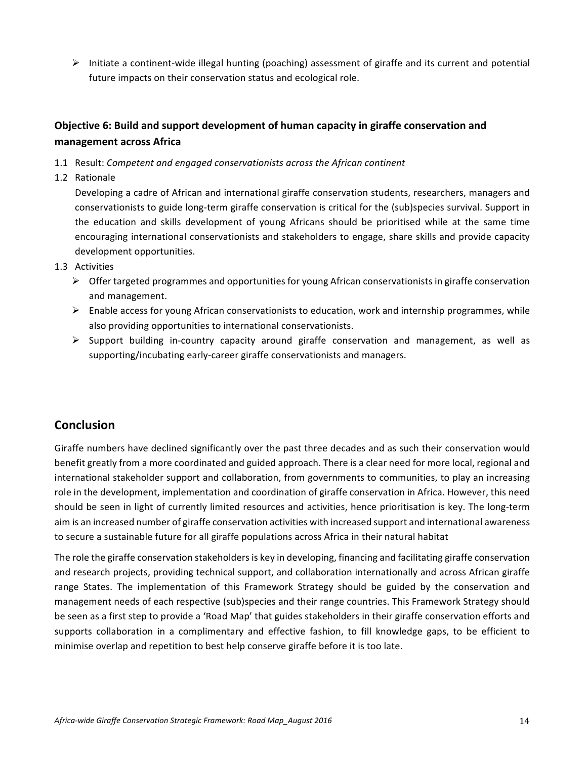- Initiate a continent-wide illegal hunting (poaching) assessment of giraffe and its current and potential future impacts on their conservation status and ecological role.

### Objective 6: Build and support development of human capacity in giraffe conservation and management across Africa

1.1 Result: *Competent and engaged conservationists across the African continent*

1.2 Rationale

Developing a cadre of African and international giraffe conservation students, researchers, managers and conservationists to guide long-term giraffe conservation is critical for the (sub)species survival. Support in the education and skills development of young Africans should be prioritised while at the same time encouraging international conservationists and stakeholders to engage, share skills and provide capacity development opportunities.

1.3 Activities

- Offer targeted programmes and opportunities for young African conservationists in giraffe conservation and management.
- Enable access for young African conservationists to education, work and internship programmes, while also providing opportunities to international conservationists.
- Support building in-country capacity around giraffe conservation and management, as well as supporting/incubating early-career giraffe conservationists and managers.

## Conclusion

Giraffe numbers have declined significantly over the past three decades and as such their conservation would benefit greatly from a more coordinated and guided approach. There is a clear need for more local, regional and international stakeholder support and collaboration, from governments to communities, to play an increasing role in the development, implementation and coordination of giraffe conservation in Africa. However, this need should be seen in light of currently limited resources and activities, hence prioritisation is key. The long-term aim is an increased number of giraffe conservation activities with increased support and international awareness to secure a sustainable future for all giraffe populations across Africa in their natural habitat

The role the giraffe conservation stakeholders is key in developing, financing and facilitating giraffe conservation and research projects, providing technical support, and collaboration internationally and across African giraffe range States. The implementation of this Framework Strategy should be guided by the conservation and management needs of each respective (sub)species and their range countries. This Framework Strategy should be seen as a first step to provide a 'Road Map' that guides stakeholders in their giraffe conservation efforts and supports collaboration in a complimentary and effective fashion, to fill knowledge gaps, to be efficient to minimise overlap and repetition to best help conserve giraffe before it is too late.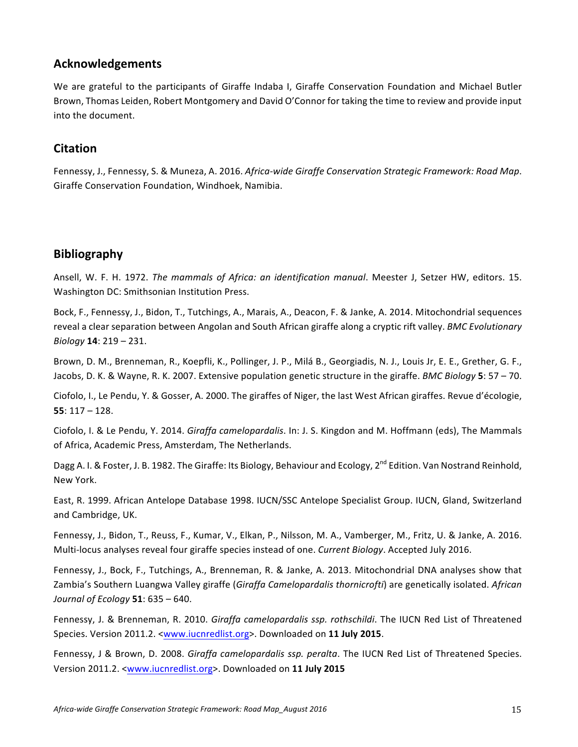## Acknowledgements

We are grateful to the participants of Giraffe Indaba I, Giraffe Conservation Foundation and Michael Butler Brown, Thomas Leiden, Robert Montgomery and David O'Connor for taking the time to review and provide input into the document.

## Citation

Fennessy, J., Fennessy, S. & Muneza, A. 2016. *Africa-wide Giraffe Conservation Strategic Framework: Road Map*. Giraffe Conservation Foundation, Windhoek, Namibia.

## Bibliography

Ansell, W. F. H. 1972. *The mammals of Africa: an identification manual*. Meester J, Setzer HW, editors. 15. Washington DC: Smithsonian Institution Press.

Bock, F., Fennessy, J., Bidon, T., Tutchings, A., Marais, A., Deacon, F. & Janke, A. 2014. Mitochondrial sequences reveal a clear separation between Angolan and South African giraffe along a cryptic rift valley. *BMC Evolutionary Biology* **14**: 219 – 231.

Brown, D. M., Brenneman, R., Koepfli, K., Pollinger, J. P., Milá B., Georgiadis, N. J., Louis Jr, E. E., Grether, G. F., Jacobs, D. K. & Wayne, R. K. 2007. Extensive population genetic structure in the giraffe. *BMC Biology* **5**: 57 – 70.

Ciofolo, I., Le Pendu, Y. & Gosser, A. 2000. The giraffes of Niger, the last West African giraffes. Revue d'écologie, **55**: 117 – 128.

Ciofolo, I. & Le Pendu, Y. 2014. *Giraffa camelopardalis*. In: J. S. Kingdon and M. Hoffmann (eds), The Mammals of Africa, Academic Press, Amsterdam, The Netherlands.

Dagg A. I. & Foster, J. B. 1982. The Giraffe: Its Biology, Behaviour and Ecology, 2nd Edition. Van Nostrand Reinhold, New York.

East, R. 1999. African Antelope Database 1998. IUCN/SSC Antelope Specialist Group. IUCN, Gland, Switzerland and Cambridge, UK.

Fennessy, J., Bidon, T., Reuss, F., Kumar, V., Elkan, P., Nilsson, M. A., Vamberger, M., Fritz, U. & Janke, A. 2016. Multi-locus analyses reveal four giraffe species instead of one. *Current Biology*. Accepted July 2016.

Fennessy, J., Bock, F., Tutchings, A., Brenneman, R. & Janke, A. 2013. Mitochondrial DNA analyses show that Zambia's Southern Luangwa Valley giraffe (*Giraffa Camelopardalis thornicrofti*) are genetically isolated. *African Journal of Ecology* **51**: 635 – 640.

Fennessy, J. & Brenneman, R. 2010. *Giraffa camelopardalis ssp. rothschildi*. The IUCN Red List of Threatened Species. Version 2011.2. <www.iucnredlist.org>. Downloaded on **11 July 2015**.

Fennessy, J & Brown, D. 2008. *Giraffa camelopardalis ssp. peralta*. The IUCN Red List of Threatened Species. Version 2011.2. <www.iucnredlist.org>. Downloaded on **11 July 2015**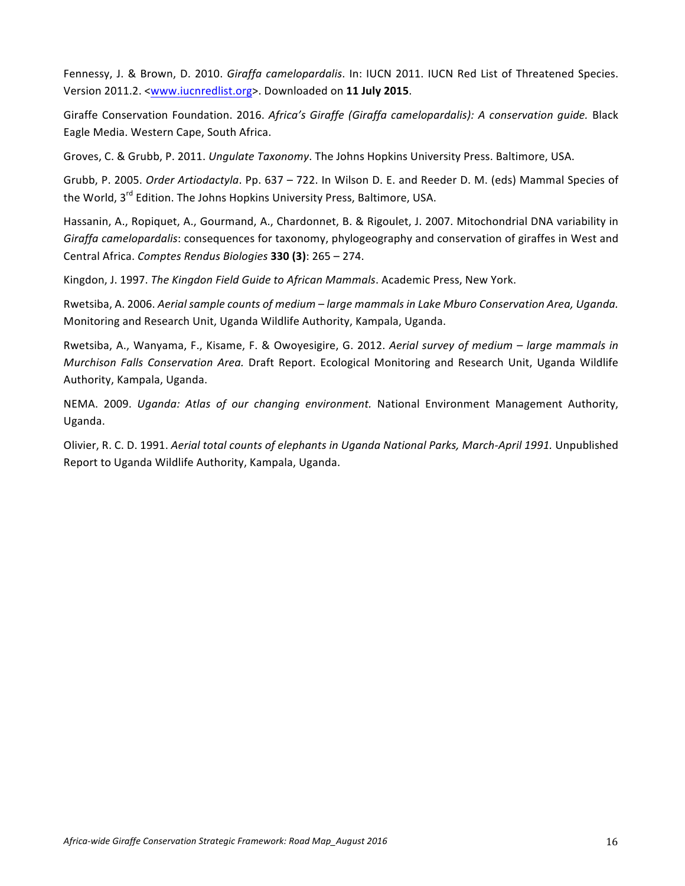Fennessy, J. & Brown, D. 2010. *Giraffa camelopardalis*. In: IUCN 2011. IUCN Red List of Threatened Species. Version 2011.2. <www.iucnredlist.org>. Downloaded on **11 July 2015**.

Giraffe Conservation Foundation. 2016. *Africa's Giraffe (Giraffa camelopardalis): A conservation guide.* Black Eagle Media. Western Cape, South Africa.

Groves, C. & Grubb, P. 2011. *Ungulate Taxonomy*. The Johns Hopkins University Press. Baltimore, USA.

Grubb, P. 2005. *Order Artiodactyla*. Pp. 637 – 722. In Wilson D. E. and Reeder D. M. (eds) Mammal Species of the World, 3rd Edition. The Johns Hopkins University Press, Baltimore, USA.

Hassanin, A., Ropiquet, A., Gourmand, A., Chardonnet, B. & Rigoulet, J. 2007. Mitochondrial DNA variability in *Giraffa camelopardalis*: consequences for taxonomy, phylogeography and conservation of giraffes in West and Central Africa. *Comptes Rendus Biologies* **330 (3)**: 265 – 274.

Kingdon, J. 1997. *The Kingdon Field Guide to African Mammals*. Academic Press, New York.

Rwetsiba, A. 2006. *Aerial sample counts of medium – large mammals in Lake Mburo Conservation Area, Uganda.* Monitoring and Research Unit, Uganda Wildlife Authority, Kampala, Uganda.

Rwetsiba, A., Wanyama, F., Kisame, F. & Owoyesigire, G. 2012. *Aerial survey of medium – large mammals in Murchison Falls Conservation Area.* Draft Report. Ecological Monitoring and Research Unit, Uganda Wildlife Authority, Kampala, Uganda.

NEMA. 2009. *Uganda: Atlas of our changing environment.* National Environment Management Authority, Uganda.

Olivier, R. C. D. 1991. *Aerial total counts of elephants in Uganda National Parks, March-April 1991.* Unpublished Report to Uganda Wildlife Authority, Kampala, Uganda.